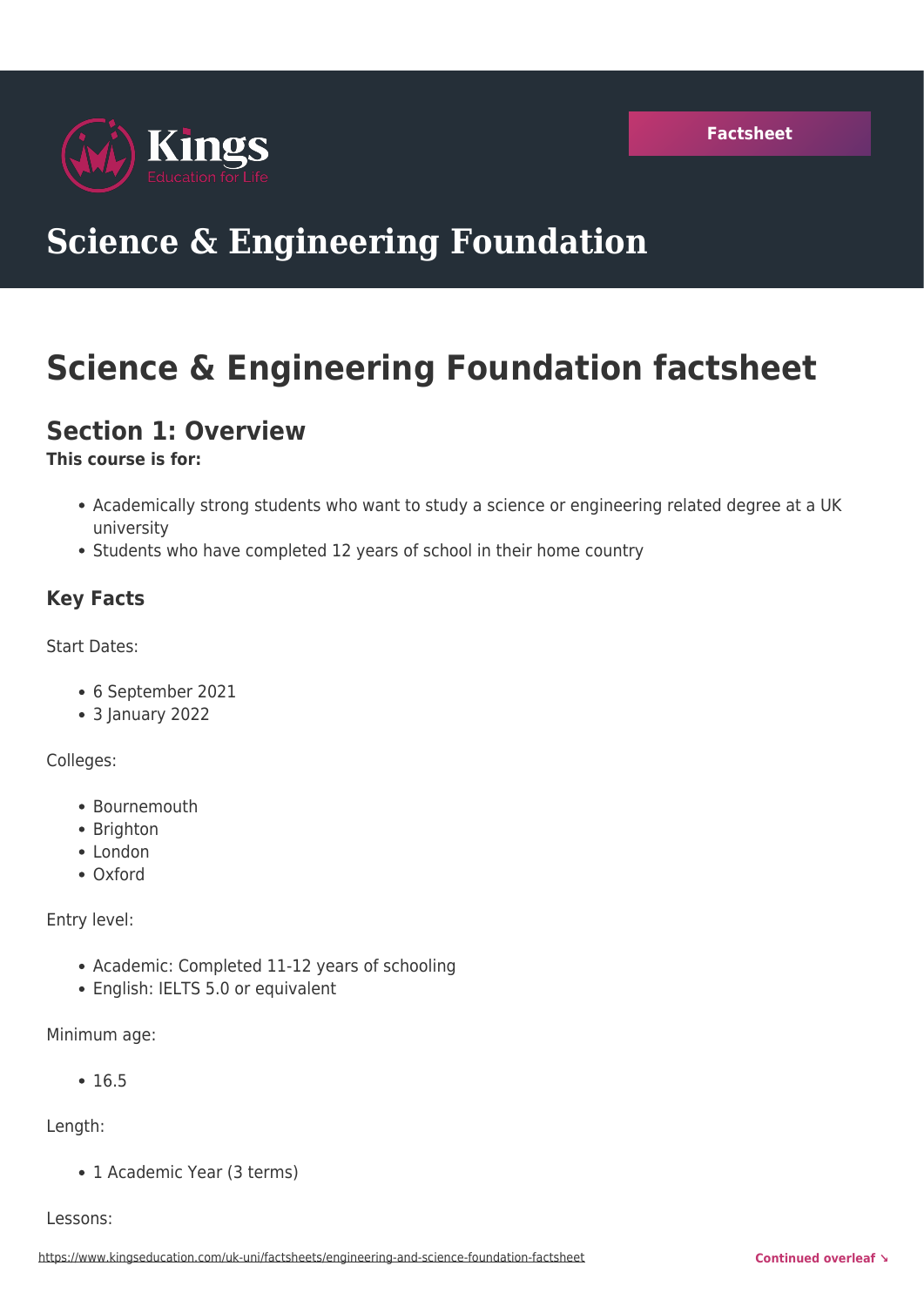# Science & Engineering Foundation

# Science & Engineering Foundation factsheet

## Section 1: Overview

**This course is for:**

- Academically strong students who want to study a science or engineering related degree at a UK university
- Students who have completed 12 years of school in their home country

### Key Facts

Start Dates:

- 6 September 2021
- 3 January 2022

Colleges:

- Bournemouth
- Brighton
- London
- Oxford

Entry level:

- Academic: Completed 11-12 years of schooling
- English: IELTS 5.0 or equivalent

Minimum age:

- 16.5

Length:

- 1 Academic Year (3 terms)

Lessons: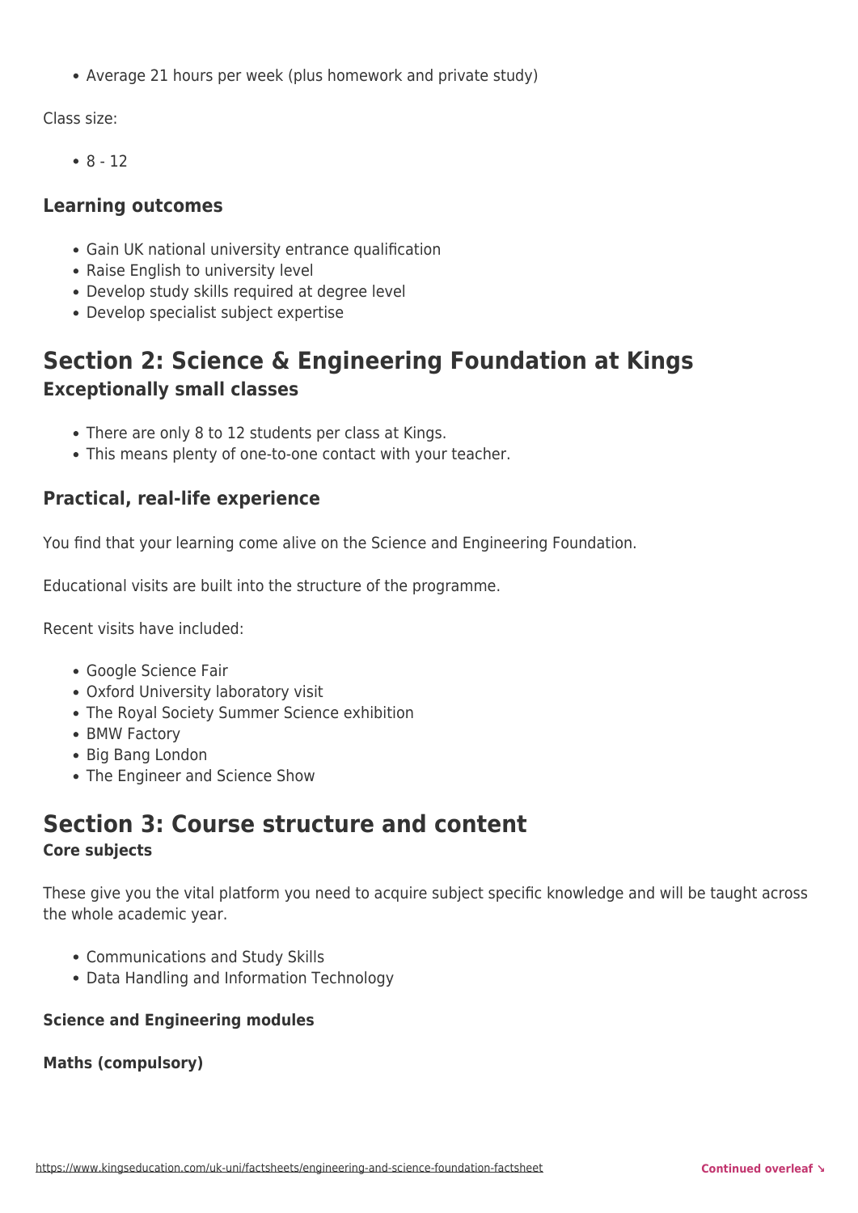- Average 21 hours per week (plus homework and private study)

Class size:

- 8 - 12

### Learning outcomes

- Gain UK national university entrance qualification
- Raise English to university level
- Develop study skills required at degree level
- Develop specialist subject expertise

## Section 2: Science & Engineering Foundation at Kings

### Exceptionally small classes

- There are only 8 to 12 students per class at Kings.
- This means plenty of one-to-one contact with your teacher.

### Practical, real-life experience

You find that your learning come alive on the Science and Engineering Foundation.

Educational visits are built into the structure of the programme.

Recent visits have included:

- Google Science Fair
- Oxford University laboratory visit
- The Royal Society Summer Science exhibition
- BMW Factory
- Big Bang London
- The Engineer and Science Show

## Section 3: Course structure and content

**Core subjects**

These give you the vital platform you need to acquire subject specific knowledge and will be taught across the whole academic year.

- Communications and Study Skills
- Data Handling and Information Technology

**Science and Engineering modules**

**Maths (compulsory)**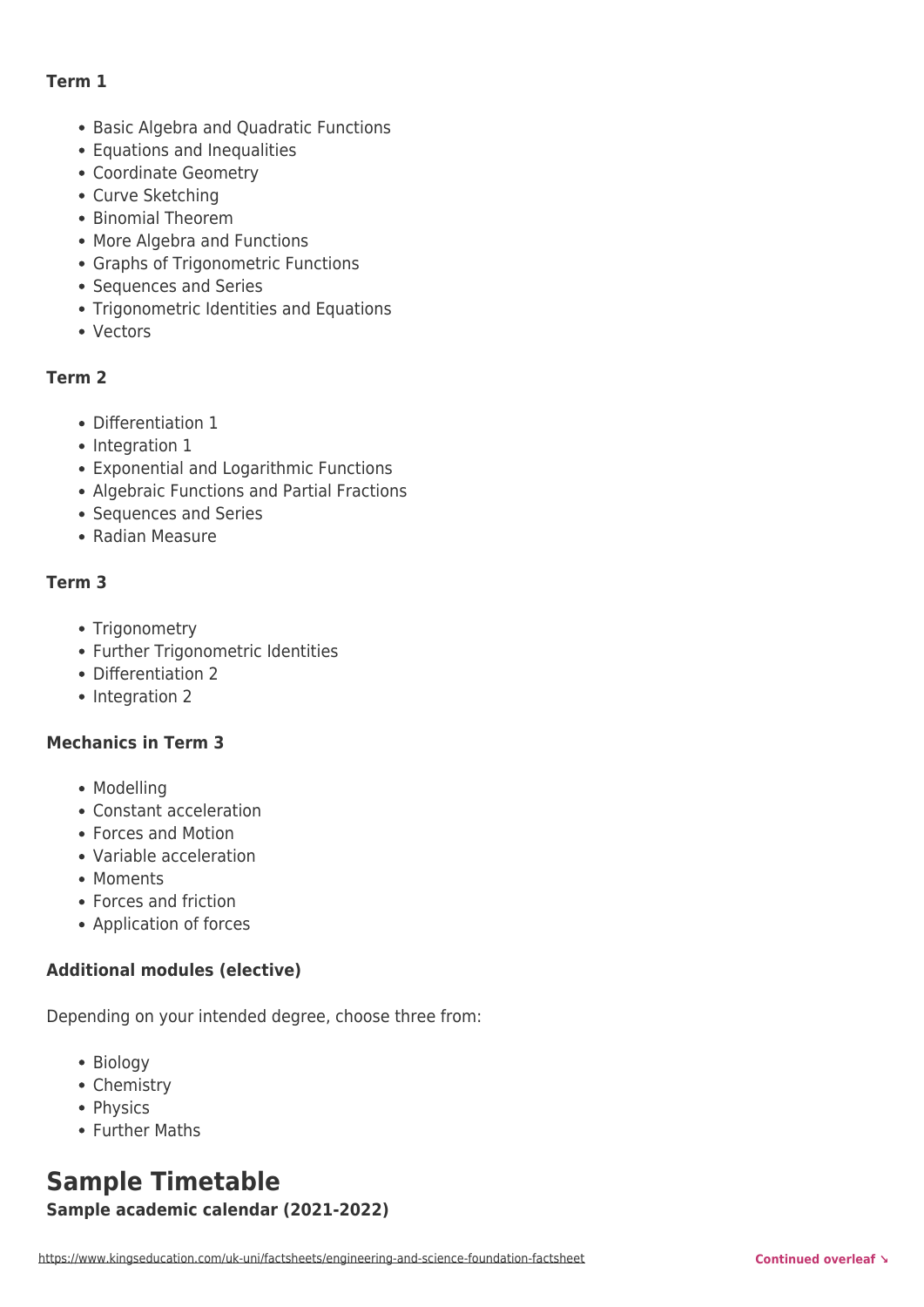**Term 1**

- Basic Algebra and Quadratic Functions
- Equations and Inequalities
- Coordinate Geometry
- Curve Sketching
- Binomial Theorem
- More Algebra and Functions
- Graphs of Trigonometric Functions
- Sequences and Series
- Trigonometric Identities and Equations
- Vectors

**Term 2**

- Differentiation 1
- Integration 1
- Exponential and Logarithmic Functions
- Algebraic Functions and Partial Fractions
- Sequences and Series
- Radian Measure

**Term 3**

- Trigonometry
- Further Trigonometric Identities
- Differentiation 2
- Integration 2

**Mechanics in Term 3**

- Modelling
- Constant acceleration
- Forces and Motion
- Variable acceleration
- Moments
- Forces and friction
- Application of forces

**Additional modules (elective)**

Depending on your intended degree, choose three from:

- Biology
- Chemistry
- Physics
- Further Maths

## Sample Timetable

**Sample academic calendar (2021-2022)**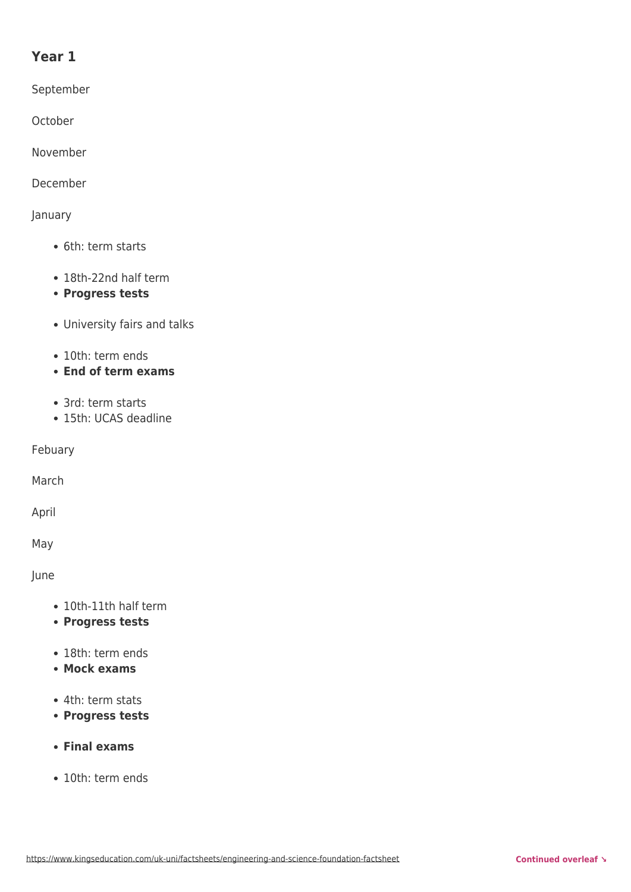## Year 1

September

October

November

December

January

- 6th: term starts

- 18th-22nd half term
- **Progress tests**

- University fairs and talks

- 10th: term ends
- **End of term exams**

- 3rd: term starts
- 15th: UCAS deadline

Febuary

March

April

May

June

- 10th-11th half term
- **Progress tests**

- 18th: term ends
- **Mock exams**

- 4th: term stats
- **Progress tests**

- **Final exams**

- 10th: term ends

https://www.kingseducation.com/uk-uni/factsheets/engineering-and-science-foundation-factsheet

Continued overleaf ↘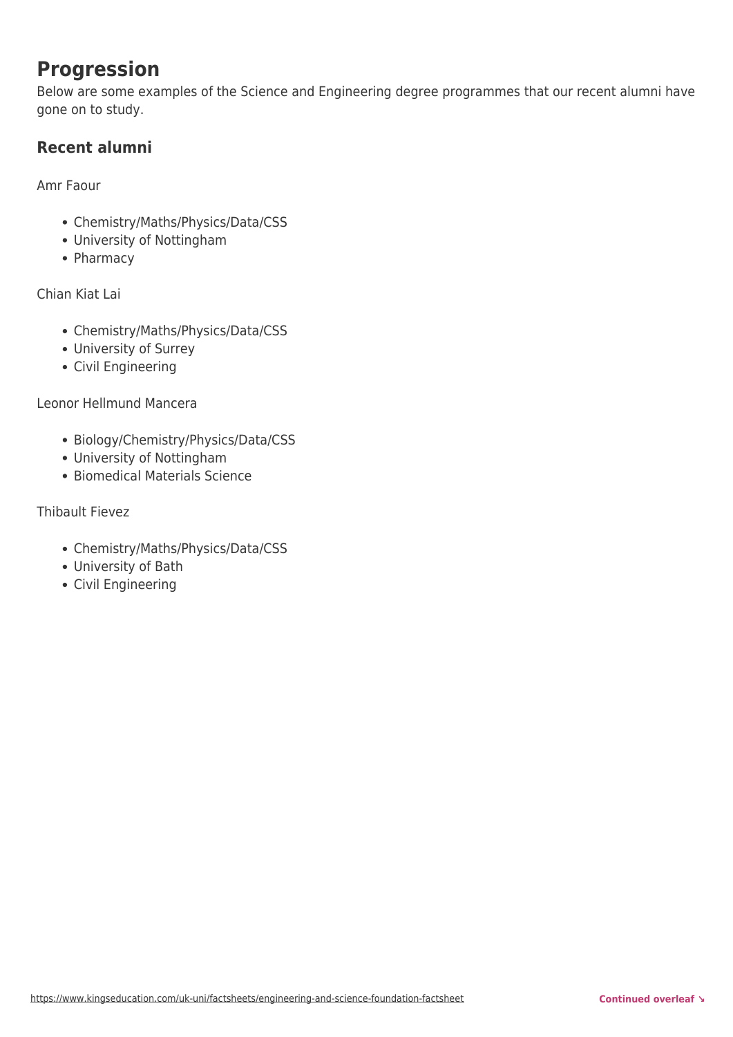## Progression

Below are some examples of the Science and Engineering degree programmes that our recent alumni have gone on to study.

### Recent alumni

Amr Faour

- Chemistry/Maths/Physics/Data/CSS
- University of Nottingham
- Pharmacy

Chian Kiat Lai

- Chemistry/Maths/Physics/Data/CSS
- University of Surrey
- Civil Engineering

Leonor Hellmund Mancera

- Biology/Chemistry/Physics/Data/CSS
- University of Nottingham
- Biomedical Materials Science

Thibault Fievez

- Chemistry/Maths/Physics/Data/CSS
- University of Bath
- Civil Engineering